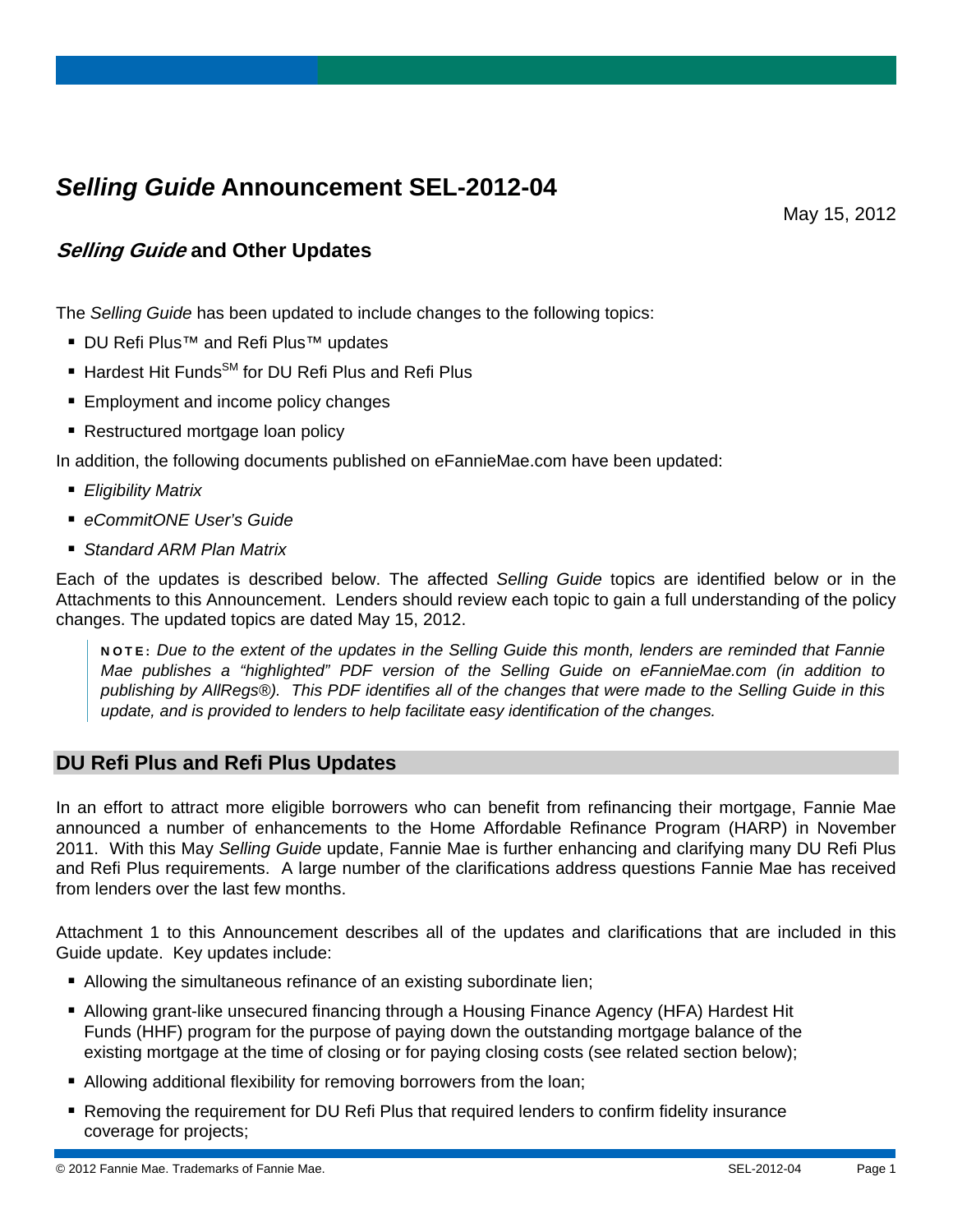# *Selling Guide* Announcement SEL-2012-04

May 15, 2012

## *Selling Guide* and Other Updates

The *Selling Guide* has been updated to include changes to the following topics:

- DU Refi Plus™ and Refi Plus™ updates
- Hardest Hit Funds[SM] for DU Refi Plus and Refi Plus
- Employment and income policy changes
- Restructured mortgage loan policy

In addition, the following documents published on eFannieMae.com have been updated:

- *Eligibility Matrix*
- *eCommitONE User's Guide*
- *Standard ARM Plan Matrix*

Each of the updates is described below. The affected *Selling Guide* topics are identified below or in the Attachments to this Announcement. Lenders should review each topic to gain a full understanding of the policy changes. The updated topics are dated May 15, 2012.

> **NOTE:** *Due to the extent of the updates in the Selling Guide this month, lenders are reminded that Fannie Mae publishes a "highlighted" PDF version of the Selling Guide on eFannieMae.com (in addition to publishing by AllRegs®). This PDF identifies all of the changes that were made to the Selling Guide in this update, and is provided to lenders to help facilitate easy identification of the changes.*

## DU Refi Plus and Refi Plus Updates

In an effort to attract more eligible borrowers who can benefit from refinancing their mortgage, Fannie Mae announced a number of enhancements to the Home Affordable Refinance Program (HARP) in November 2011. With this May *Selling Guide* update, Fannie Mae is further enhancing and clarifying many DU Refi Plus and Refi Plus requirements. A large number of the clarifications address questions Fannie Mae has received from lenders over the last few months.

Attachment 1 to this Announcement describes all of the updates and clarifications that are included in this Guide update. Key updates include:

- Allowing the simultaneous refinance of an existing subordinate lien;
- Allowing grant-like unsecured financing through a Housing Finance Agency (HFA) Hardest Hit Funds (HHF) program for the purpose of paying down the outstanding mortgage balance of the existing mortgage at the time of closing or for paying closing costs (see related section below);
- Allowing additional flexibility for removing borrowers from the loan;
- Removing the requirement for DU Refi Plus that required lenders to confirm fidelity insurance coverage for projects;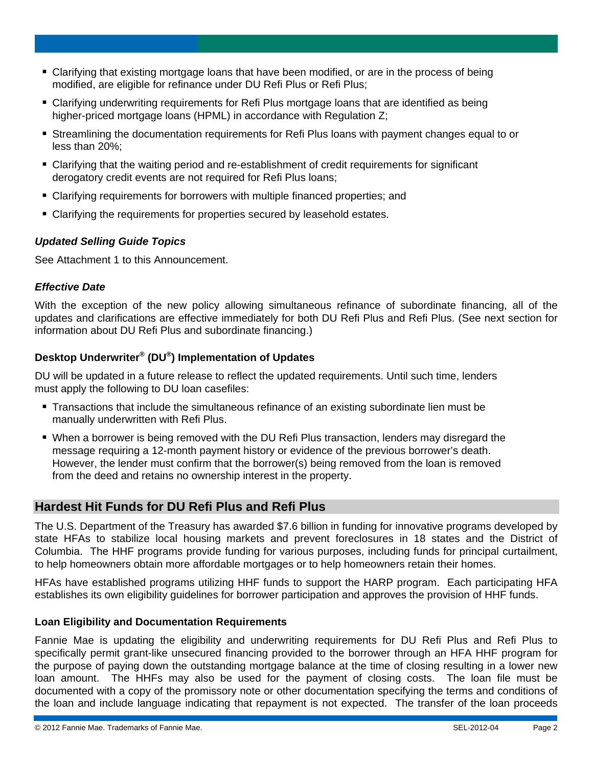- Clarifying that existing mortgage loans that have been modified, or are in the process of being modified, are eligible for refinance under DU Refi Plus or Refi Plus;
- Clarifying underwriting requirements for Refi Plus mortgage loans that are identified as being higher-priced mortgage loans (HPML) in accordance with Regulation Z;
- Streamlining the documentation requirements for Refi Plus loans with payment changes equal to or less than 20%;
- Clarifying that the waiting period and re-establishment of credit requirements for significant derogatory credit events are not required for Refi Plus loans;
- Clarifying requirements for borrowers with multiple financed properties; and
- Clarifying the requirements for properties secured by leasehold estates.

### *Updated Selling Guide Topics*

See Attachment 1 to this Announcement.

### *Effective Date*

With the exception of the new policy allowing simultaneous refinance of subordinate financing, all of the updates and clarifications are effective immediately for both DU Refi Plus and Refi Plus. (See next section for information about DU Refi Plus and subordinate financing.)

### Desktop Underwriter® (DU®) Implementation of Updates

DU will be updated in a future release to reflect the updated requirements. Until such time, lenders must apply the following to DU loan casefiles:

- Transactions that include the simultaneous refinance of an existing subordinate lien must be manually underwritten with Refi Plus.
- When a borrower is being removed with the DU Refi Plus transaction, lenders may disregard the message requiring a 12-month payment history or evidence of the previous borrower's death. However, the lender must confirm that the borrower(s) being removed from the loan is removed from the deed and retains no ownership interest in the property.

## Hardest Hit Funds for DU Refi Plus and Refi Plus

The U.S. Department of the Treasury has awarded $7.6 billion in funding for innovative programs developed by state HFAs to stabilize local housing markets and prevent foreclosures in 18 states and the District of Columbia. The HHF programs provide funding for various purposes, including funds for principal curtailment, to help homeowners obtain more affordable mortgages or to help homeowners retain their homes.

HFAs have established programs utilizing HHF funds to support the HARP program. Each participating HFA establishes its own eligibility guidelines for borrower participation and approves the provision of HHF funds.

### Loan Eligibility and Documentation Requirements

Fannie Mae is updating the eligibility and underwriting requirements for DU Refi Plus and Refi Plus to specifically permit grant-like unsecured financing provided to the borrower through an HFA HHF program for the purpose of paying down the outstanding mortgage balance at the time of closing resulting in a lower new loan amount. The HHFs may also be used for the payment of closing costs. The loan file must be documented with a copy of the promissory note or other documentation specifying the terms and conditions of the loan and include language indicating that repayment is not expected. The transfer of the loan proceeds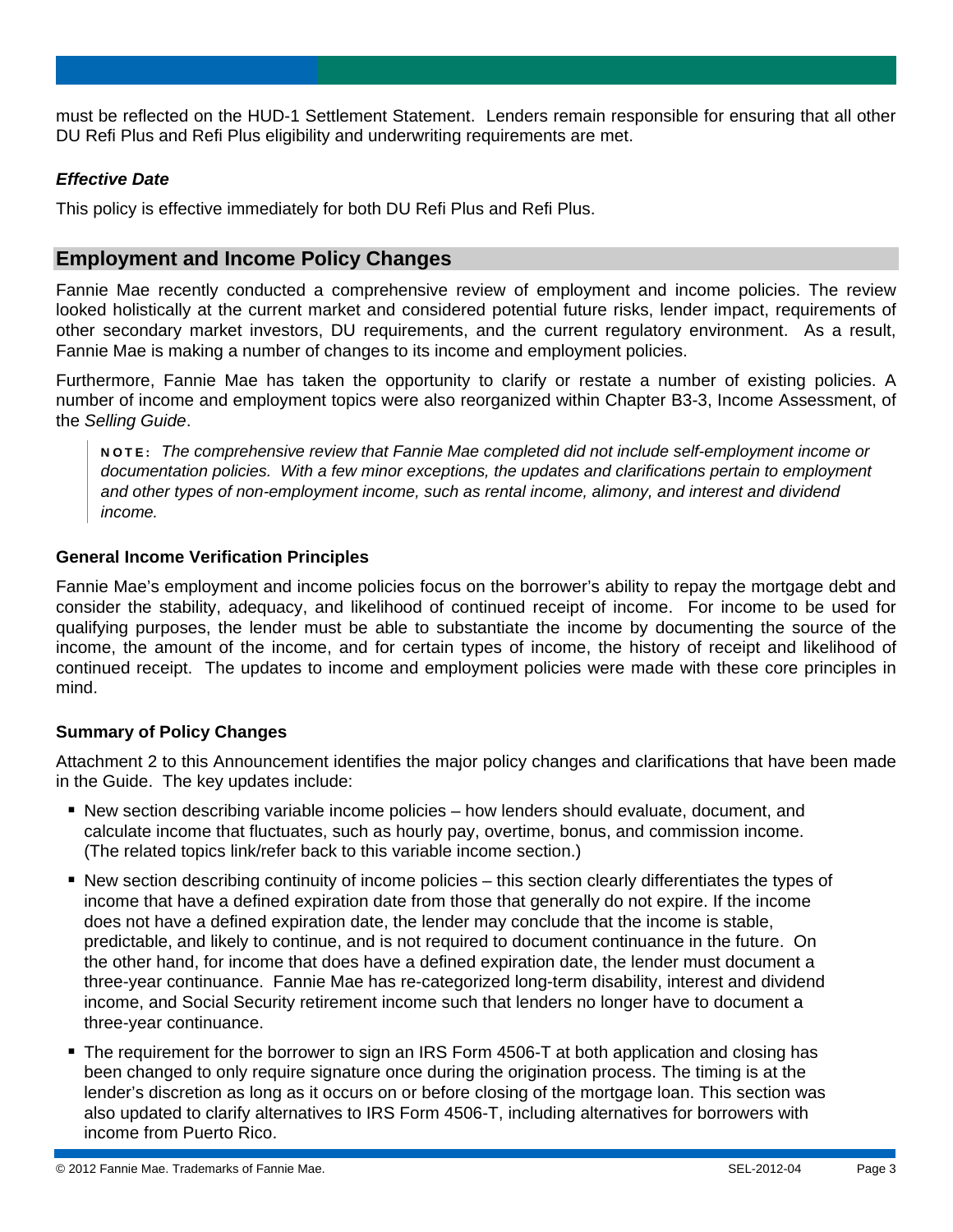must be reflected on the HUD-1 Settlement Statement. Lenders remain responsible for ensuring that all other DU Refi Plus and Refi Plus eligibility and underwriting requirements are met.

***Effective Date***

This policy is effective immediately for both DU Refi Plus and Refi Plus.

## Employment and Income Policy Changes

Fannie Mae recently conducted a comprehensive review of employment and income policies. The review looked holistically at the current market and considered potential future risks, lender impact, requirements of other secondary market investors, DU requirements, and the current regulatory environment. As a result, Fannie Mae is making a number of changes to its income and employment policies.

Furthermore, Fannie Mae has taken the opportunity to clarify or restate a number of existing policies. A number of income and employment topics were also reorganized within Chapter B3-3, Income Assessment, of the *Selling Guide*.

> **NOTE:** *The comprehensive review that Fannie Mae completed did not include self-employment income or documentation policies. With a few minor exceptions, the updates and clarifications pertain to employment and other types of non-employment income, such as rental income, alimony, and interest and dividend income.*

### General Income Verification Principles

Fannie Mae's employment and income policies focus on the borrower's ability to repay the mortgage debt and consider the stability, adequacy, and likelihood of continued receipt of income. For income to be used for qualifying purposes, the lender must be able to substantiate the income by documenting the source of the income, the amount of the income, and for certain types of income, the history of receipt and likelihood of continued receipt. The updates to income and employment policies were made with these core principles in mind.

### Summary of Policy Changes

Attachment 2 to this Announcement identifies the major policy changes and clarifications that have been made in the Guide. The key updates include:

- New section describing variable income policies – how lenders should evaluate, document, and calculate income that fluctuates, such as hourly pay, overtime, bonus, and commission income. (The related topics link/refer back to this variable income section.)
- New section describing continuity of income policies – this section clearly differentiates the types of income that have a defined expiration date from those that generally do not expire. If the income does not have a defined expiration date, the lender may conclude that the income is stable, predictable, and likely to continue, and is not required to document continuance in the future. On the other hand, for income that does have a defined expiration date, the lender must document a three-year continuance. Fannie Mae has re-categorized long-term disability, interest and dividend income, and Social Security retirement income such that lenders no longer have to document a three-year continuance.
- The requirement for the borrower to sign an IRS Form 4506-T at both application and closing has been changed to only require signature once during the origination process. The timing is at the lender's discretion as long as it occurs on or before closing of the mortgage loan. This section was also updated to clarify alternatives to IRS Form 4506-T, including alternatives for borrowers with income from Puerto Rico.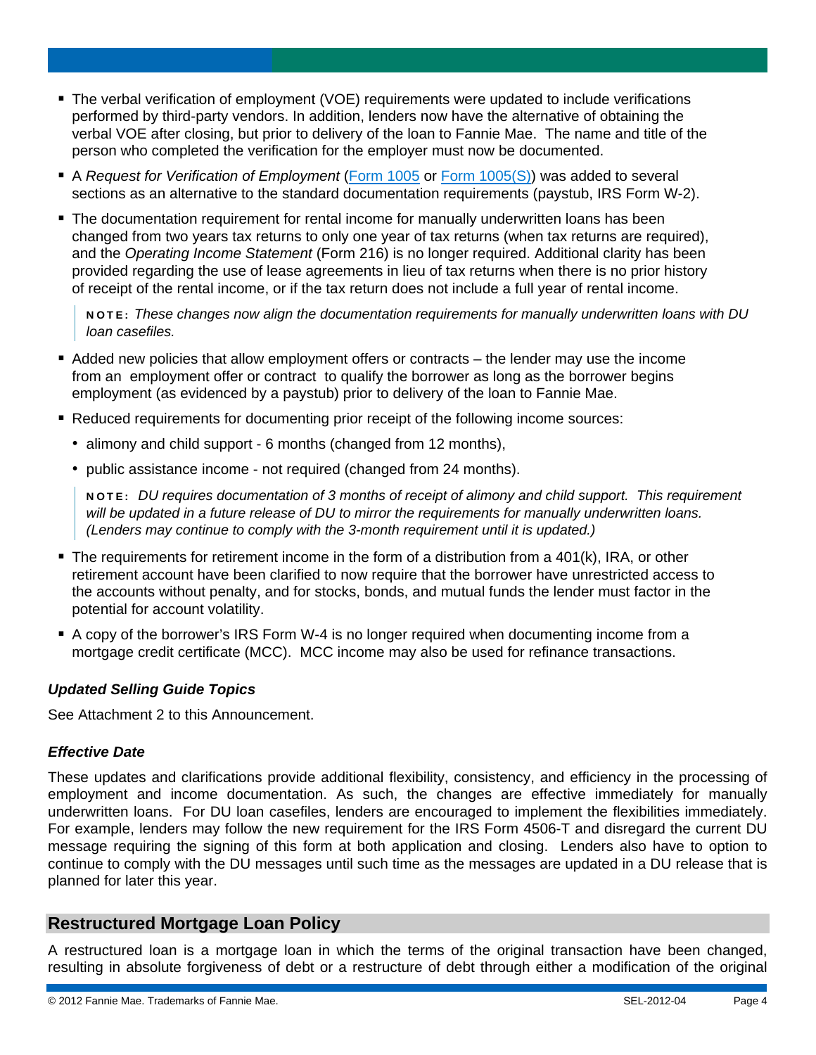- The verbal verification of employment (VOE) requirements were updated to include verifications performed by third-party vendors. In addition, lenders now have the alternative of obtaining the verbal VOE after closing, but prior to delivery of the loan to Fannie Mae. The name and title of the person who completed the verification for the employer must now be documented.
- A *Request for Verification of Employment* (Form 1005 or Form 1005(S)) was added to several sections as an alternative to the standard documentation requirements (paystub, IRS Form W-2).
- The documentation requirement for rental income for manually underwritten loans has been changed from two years tax returns to only one year of tax returns (when tax returns are required), and the *Operating Income Statement* (Form 216) is no longer required. Additional clarity has been provided regarding the use of lease agreements in lieu of tax returns when there is no prior history of receipt of the rental income, or if the tax return does not include a full year of rental income.

  > **NOTE:** *These changes now align the documentation requirements for manually underwritten loans with DU loan casefiles.*

- Added new policies that allow employment offers or contracts – the lender may use the income from an employment offer or contract to qualify the borrower as long as the borrower begins employment (as evidenced by a paystub) prior to delivery of the loan to Fannie Mae.
- Reduced requirements for documenting prior receipt of the following income sources:
  - alimony and child support - 6 months (changed from 12 months),
  - public assistance income - not required (changed from 24 months).

  > **NOTE:** *DU requires documentation of 3 months of receipt of alimony and child support. This requirement will be updated in a future release of DU to mirror the requirements for manually underwritten loans. (Lenders may continue to comply with the 3-month requirement until it is updated.)*

- The requirements for retirement income in the form of a distribution from a 401(k), IRA, or other retirement account have been clarified to now require that the borrower have unrestricted access to the accounts without penalty, and for stocks, bonds, and mutual funds the lender must factor in the potential for account volatility.
- A copy of the borrower's IRS Form W-4 is no longer required when documenting income from a mortgage credit certificate (MCC). MCC income may also be used for refinance transactions.

### *Updated Selling Guide Topics*

See Attachment 2 to this Announcement.

### *Effective Date*

These updates and clarifications provide additional flexibility, consistency, and efficiency in the processing of employment and income documentation. As such, the changes are effective immediately for manually underwritten loans. For DU loan casefiles, lenders are encouraged to implement the flexibilities immediately. For example, lenders may follow the new requirement for the IRS Form 4506-T and disregard the current DU message requiring the signing of this form at both application and closing. Lenders also have to option to continue to comply with the DU messages until such time as the messages are updated in a DU release that is planned for later this year.

## Restructured Mortgage Loan Policy

A restructured loan is a mortgage loan in which the terms of the original transaction have been changed, resulting in absolute forgiveness of debt or a restructure of debt through either a modification of the original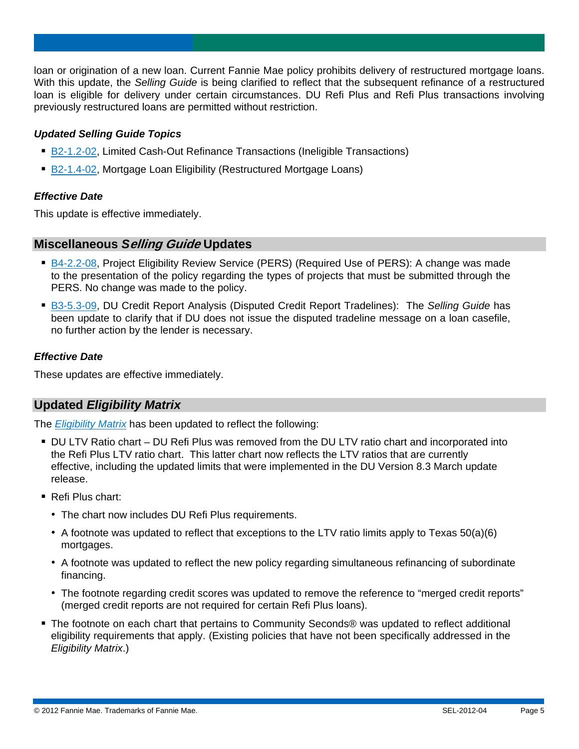loan or origination of a new loan. Current Fannie Mae policy prohibits delivery of restructured mortgage loans. With this update, the *Selling Guide* is being clarified to reflect that the subsequent refinance of a restructured loan is eligible for delivery under certain circumstances. DU Refi Plus and Refi Plus transactions involving previously restructured loans are permitted without restriction.

***Updated Selling Guide Topics***

- B2-1.2-02, Limited Cash-Out Refinance Transactions (Ineligible Transactions)
- B2-1.4-02, Mortgage Loan Eligibility (Restructured Mortgage Loans)

***Effective Date***

This update is effective immediately.

## Miscellaneous *Selling Guide* Updates

- B4-2.2-08, Project Eligibility Review Service (PERS) (Required Use of PERS): A change was made to the presentation of the policy regarding the types of projects that must be submitted through the PERS. No change was made to the policy.
- B3-5.3-09, DU Credit Report Analysis (Disputed Credit Report Tradelines): The *Selling Guide* has been update to clarify that if DU does not issue the disputed tradeline message on a loan casefile, no further action by the lender is necessary.

***Effective Date***

These updates are effective immediately.

## Updated *Eligibility Matrix*

The *Eligibility Matrix* has been updated to reflect the following:

- DU LTV Ratio chart – DU Refi Plus was removed from the DU LTV ratio chart and incorporated into the Refi Plus LTV ratio chart. This latter chart now reflects the LTV ratios that are currently effective, including the updated limits that were implemented in the DU Version 8.3 March update release.
- Refi Plus chart:
  - The chart now includes DU Refi Plus requirements.
  - A footnote was updated to reflect that exceptions to the LTV ratio limits apply to Texas 50(a)(6) mortgages.
  - A footnote was updated to reflect the new policy regarding simultaneous refinancing of subordinate financing.
  - The footnote regarding credit scores was updated to remove the reference to “merged credit reports” (merged credit reports are not required for certain Refi Plus loans).
- The footnote on each chart that pertains to Community Seconds® was updated to reflect additional eligibility requirements that apply. (Existing policies that have not been specifically addressed in the *Eligibility Matrix*.)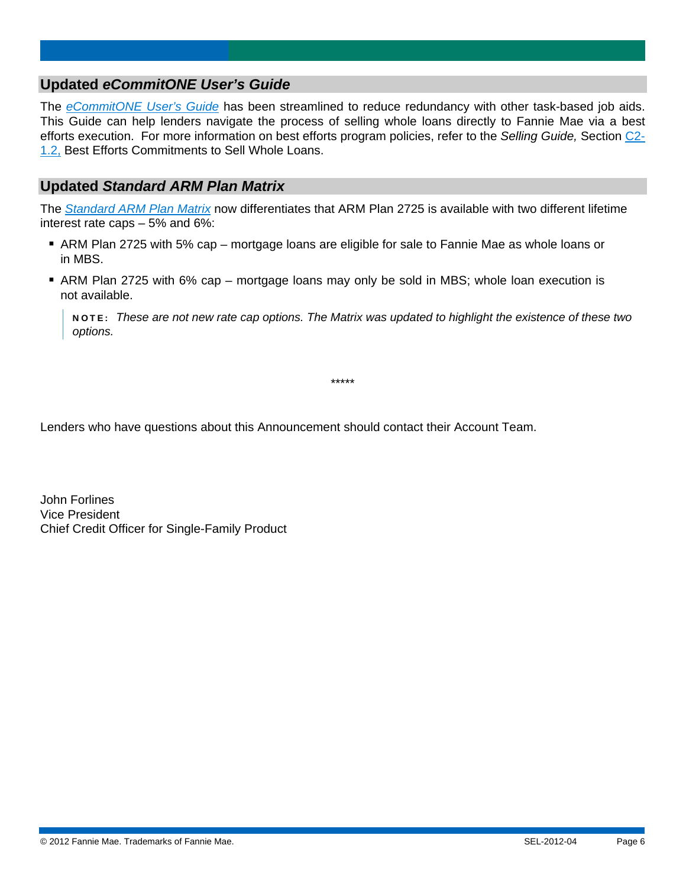## Updated *eCommitONE User's Guide*

The *eCommitONE User's Guide* has been streamlined to reduce redundancy with other task-based job aids. This Guide can help lenders navigate the process of selling whole loans directly to Fannie Mae via a best efforts execution. For more information on best efforts program policies, refer to the *Selling Guide,* Section C2-1.2, Best Efforts Commitments to Sell Whole Loans.

## Updated *Standard ARM Plan Matrix*

The *Standard ARM Plan Matrix* now differentiates that ARM Plan 2725 is available with two different lifetime interest rate caps – 5% and 6%:

- ARM Plan 2725 with 5% cap – mortgage loans are eligible for sale to Fannie Mae as whole loans or in MBS.
- ARM Plan 2725 with 6% cap – mortgage loans may only be sold in MBS; whole loan execution is not available.

> **NOTE:** *These are not new rate cap options. The Matrix was updated to highlight the existence of these two options.*

*****

Lenders who have questions about this Announcement should contact their Account Team.

John Forlines
Vice President
Chief Credit Officer for Single-Family Product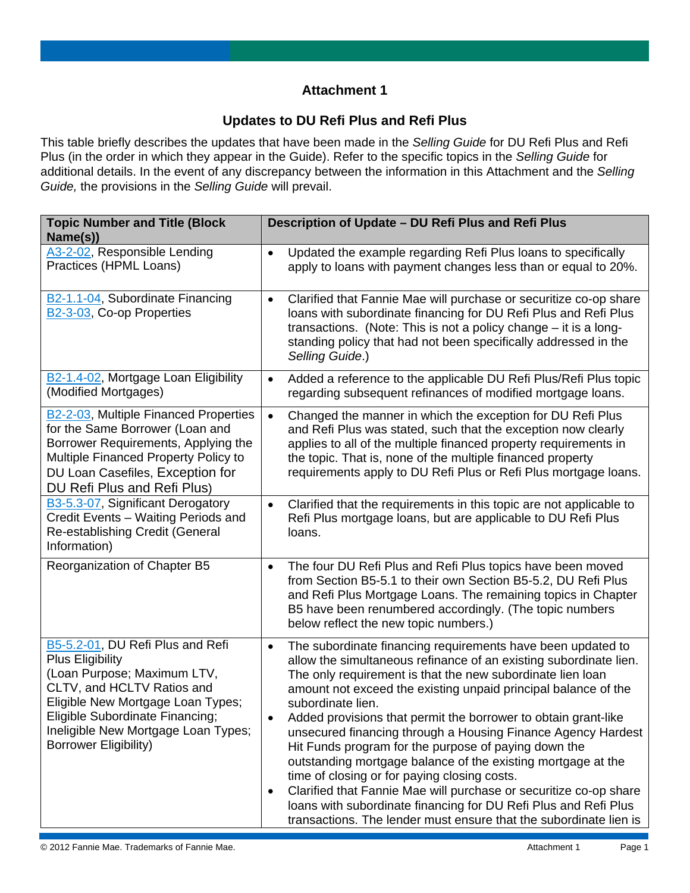## Attachment 1

### Updates to DU Refi Plus and Refi Plus

This table briefly describes the updates that have been made in the *Selling Guide* for DU Refi Plus and Refi Plus (in the order in which they appear in the Guide). Refer to the specific topics in the *Selling Guide* for additional details. In the event of any discrepancy between the information in this Attachment and the *Selling Guide,* the provisions in the *Selling Guide* will prevail.

| Topic Number and Title (Block Name(s)) | Description of Update – DU Refi Plus and Refi Plus |
|---|---|
| A3-2-02, Responsible Lending Practices (HPML Loans) | • Updated the example regarding Refi Plus loans to specifically apply to loans with payment changes less than or equal to 20%. |
| B2-1.1-04, Subordinate Financing<br>B2-3-03, Co-op Properties | • Clarified that Fannie Mae will purchase or securitize co-op share loans with subordinate financing for DU Refi Plus and Refi Plus transactions. (Note: This is not a policy change – it is a long-standing policy that had not been specifically addressed in the *Selling Guide*.) |
| B2-1.4-02, Mortgage Loan Eligibility (Modified Mortgages) | • Added a reference to the applicable DU Refi Plus/Refi Plus topic regarding subsequent refinances of modified mortgage loans. |
| B2-2-03, Multiple Financed Properties for the Same Borrower (Loan and Borrower Requirements, Applying the Multiple Financed Property Policy to DU Loan Casefiles, Exception for DU Refi Plus and Refi Plus) | • Changed the manner in which the exception for DU Refi Plus and Refi Plus was stated, such that the exception now clearly applies to all of the multiple financed property requirements in the topic. That is, none of the multiple financed property requirements apply to DU Refi Plus or Refi Plus mortgage loans. |
| B3-5.3-07, Significant Derogatory Credit Events – Waiting Periods and Re-establishing Credit (General Information) | • Clarified that the requirements in this topic are not applicable to Refi Plus mortgage loans, but are applicable to DU Refi Plus loans. |
| Reorganization of Chapter B5 | • The four DU Refi Plus and Refi Plus topics have been moved from Section B5-5.1 to their own Section B5-5.2, DU Refi Plus and Refi Plus Mortgage Loans. The remaining topics in Chapter B5 have been renumbered accordingly. (The topic numbers below reflect the new topic numbers.) |
| B5-5.2-01, DU Refi Plus and Refi Plus Eligibility<br>(Loan Purpose; Maximum LTV, CLTV, and HCLTV Ratios and Eligible New Mortgage Loan Types; Eligible Subordinate Financing; Ineligible New Mortgage Loan Types; Borrower Eligibility) | • The subordinate financing requirements have been updated to allow the simultaneous refinance of an existing subordinate lien. The only requirement is that the new subordinate lien loan amount not exceed the existing unpaid principal balance of the subordinate lien.<br>• Added provisions that permit the borrower to obtain grant-like unsecured financing through a Housing Finance Agency Hardest Hit Funds program for the purpose of paying down the outstanding mortgage balance of the existing mortgage at the time of closing or for paying closing costs.<br>• Clarified that Fannie Mae will purchase or securitize co-op share loans with subordinate financing for DU Refi Plus and Refi Plus transactions. The lender must ensure that the subordinate lien is |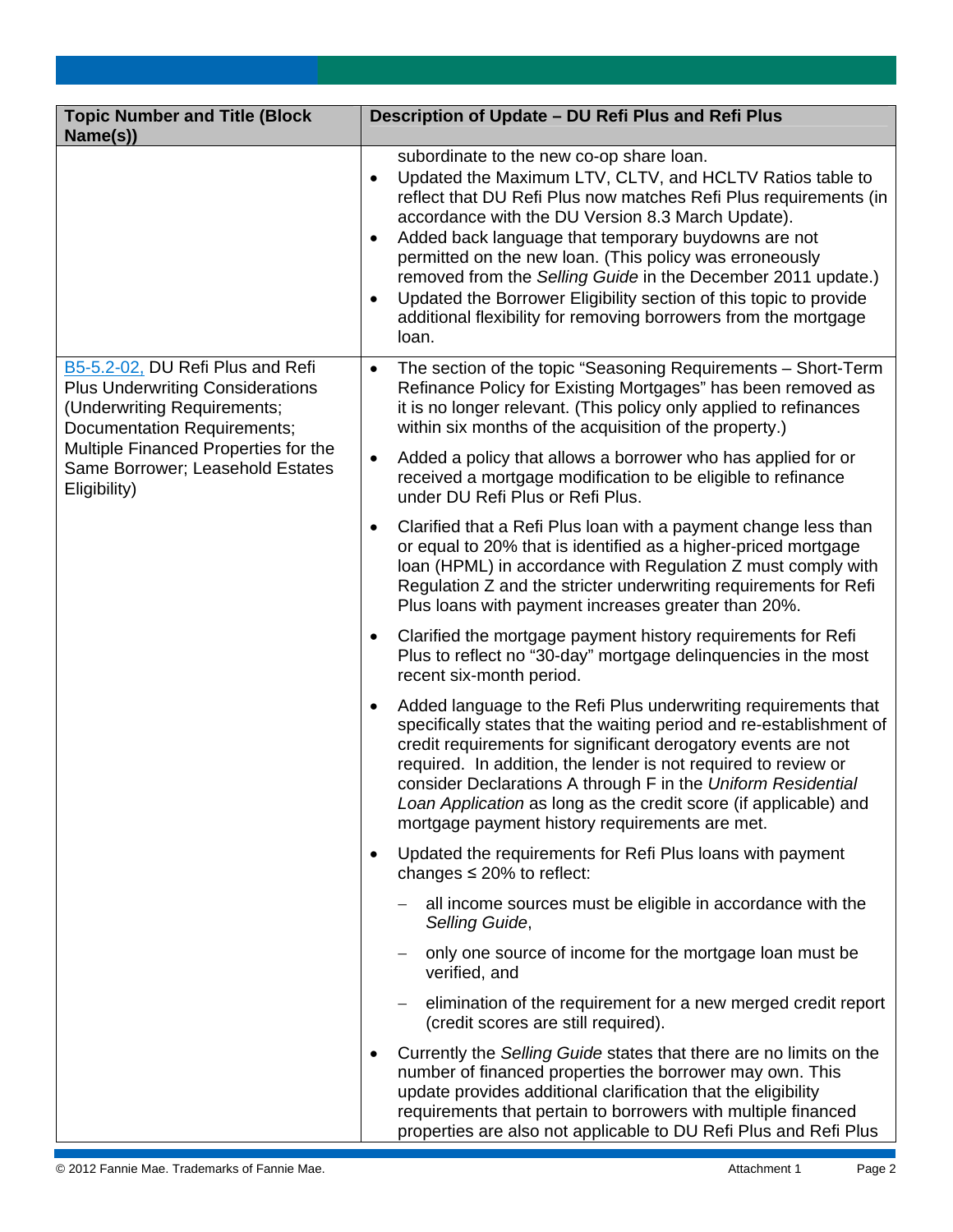| Topic Number and Title (Block Name(s)) | Description of Update – DU Refi Plus and Refi Plus |
|---|---|
| | subordinate to the new co-op share loan.<br>• Updated the Maximum LTV, CLTV, and HCLTV Ratios table to reflect that DU Refi Plus now matches Refi Plus requirements (in accordance with the DU Version 8.3 March Update).<br>• Added back language that temporary buydowns are not permitted on the new loan. (This policy was erroneously removed from the *Selling Guide* in the December 2011 update.)<br>• Updated the Borrower Eligibility section of this topic to provide additional flexibility for removing borrowers from the mortgage loan. |
| B5-5.2-02, DU Refi Plus and Refi Plus Underwriting Considerations (Underwriting Requirements; Documentation Requirements; Multiple Financed Properties for the Same Borrower; Leasehold Estates Eligibility) | • The section of the topic "Seasoning Requirements – Short-Term Refinance Policy for Existing Mortgages" has been removed as it is no longer relevant. (This policy only applied to refinances within six months of the acquisition of the property.)<br>• Added a policy that allows a borrower who has applied for or received a mortgage modification to be eligible to refinance under DU Refi Plus or Refi Plus.<br>• Clarified that a Refi Plus loan with a payment change less than or equal to 20% that is identified as a higher-priced mortgage loan (HPML) in accordance with Regulation Z must comply with Regulation Z and the stricter underwriting requirements for Refi Plus loans with payment increases greater than 20%.<br>• Clarified the mortgage payment history requirements for Refi Plus to reflect no "30-day" mortgage delinquencies in the most recent six-month period.<br>• Added language to the Refi Plus underwriting requirements that specifically states that the waiting period and re-establishment of credit requirements for significant derogatory events are not required. In addition, the lender is not required to review or consider Declarations A through F in the *Uniform Residential Loan Application* as long as the credit score (if applicable) and mortgage payment history requirements are met.<br>• Updated the requirements for Refi Plus loans with payment changes ≤ 20% to reflect:<br>&nbsp;&nbsp;– all income sources must be eligible in accordance with the *Selling Guide*,<br>&nbsp;&nbsp;– only one source of income for the mortgage loan must be verified, and<br>&nbsp;&nbsp;– elimination of the requirement for a new merged credit report (credit scores are still required).<br>• Currently the *Selling Guide* states that there are no limits on the number of financed properties the borrower may own. This update provides additional clarification that the eligibility requirements that pertain to borrowers with multiple financed properties are also not applicable to DU Refi Plus and Refi Plus |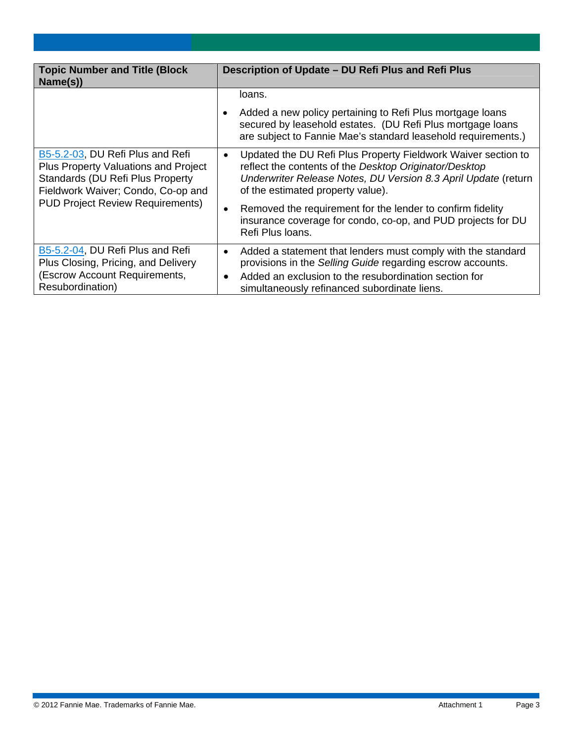| Topic Number and Title (Block Name(s)) | Description of Update – DU Refi Plus and Refi Plus |
|---|---|
| | loans.<br>• Added a new policy pertaining to Refi Plus mortgage loans secured by leasehold estates. (DU Refi Plus mortgage loans are subject to Fannie Mae's standard leasehold requirements.) |
| B5-5.2-03, DU Refi Plus and Refi Plus Property Valuations and Project Standards (DU Refi Plus Property Fieldwork Waiver; Condo, Co-op and PUD Project Review Requirements) | • Updated the DU Refi Plus Property Fieldwork Waiver section to reflect the contents of the *Desktop Originator/Desktop Underwriter Release Notes, DU Version 8.3 April Update* (return of the estimated property value).<br>• Removed the requirement for the lender to confirm fidelity insurance coverage for condo, co-op, and PUD projects for DU Refi Plus loans. |
| B5-5.2-04, DU Refi Plus and Refi Plus Closing, Pricing, and Delivery (Escrow Account Requirements, Resubordination) | • Added a statement that lenders must comply with the standard provisions in the *Selling Guide* regarding escrow accounts.<br>• Added an exclusion to the resubordination section for simultaneously refinanced subordinate liens. |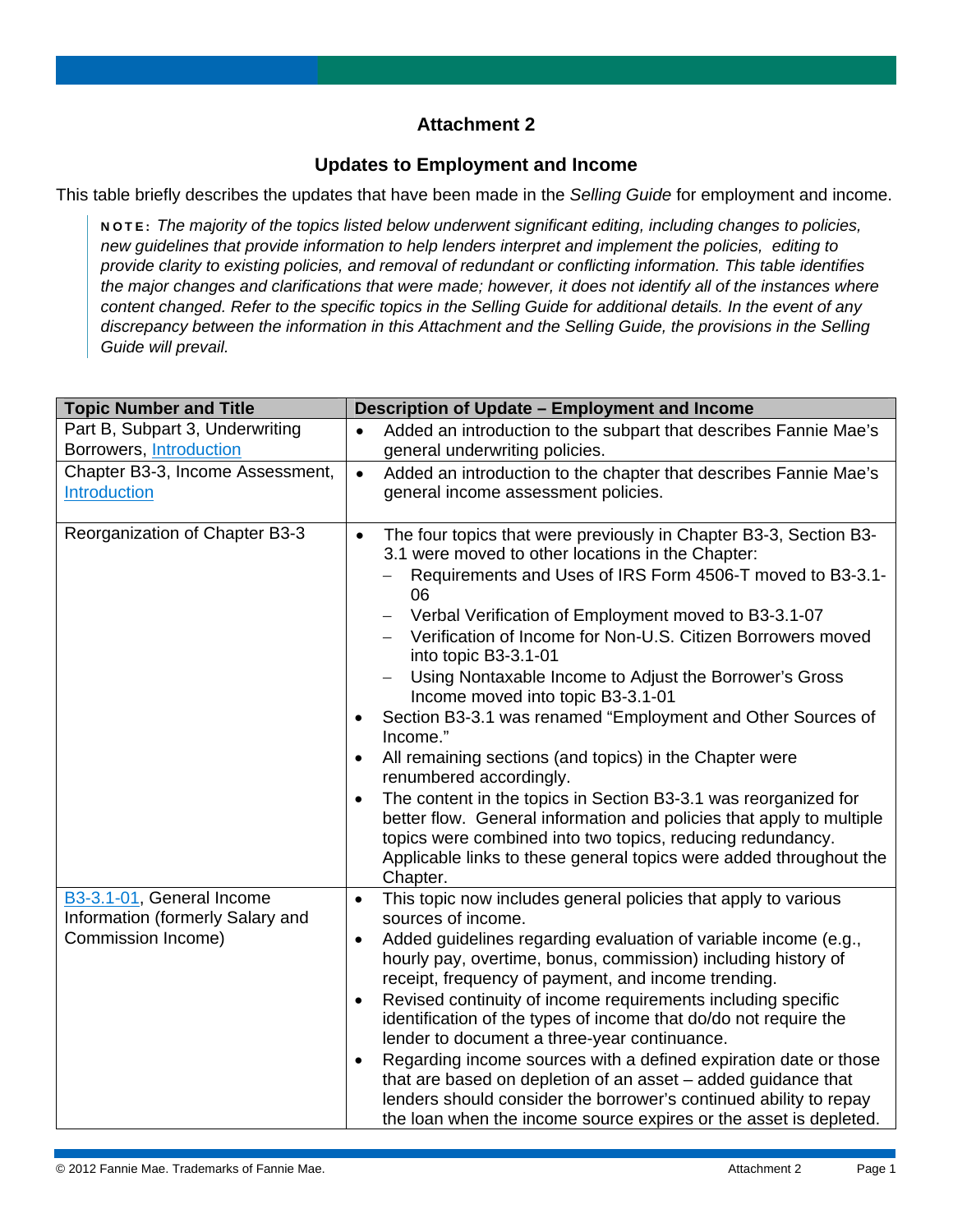## Attachment 2

### Updates to Employment and Income

This table briefly describes the updates that have been made in the *Selling Guide* for employment and income.

> **NOTE:** *The majority of the topics listed below underwent significant editing, including changes to policies, new guidelines that provide information to help lenders interpret and implement the policies, editing to provide clarity to existing policies, and removal of redundant or conflicting information. This table identifies the major changes and clarifications that were made; however, it does not identify all of the instances where content changed. Refer to the specific topics in the Selling Guide for additional details. In the event of any discrepancy between the information in this Attachment and the Selling Guide, the provisions in the Selling Guide will prevail.*

| Topic Number and Title | Description of Update – Employment and Income |
|---|---|
| Part B, Subpart 3, Underwriting Borrowers, Introduction | • Added an introduction to the subpart that describes Fannie Mae's general underwriting policies. |
| Chapter B3-3, Income Assessment, Introduction | • Added an introduction to the chapter that describes Fannie Mae's general income assessment policies. |
| Reorganization of Chapter B3-3 | • The four topics that were previously in Chapter B3-3, Section B3-3.1 were moved to other locations in the Chapter:<br>– Requirements and Uses of IRS Form 4506-T moved to B3-3.1-06<br>– Verbal Verification of Employment moved to B3-3.1-07<br>– Verification of Income for Non-U.S. Citizen Borrowers moved into topic B3-3.1-01<br>– Using Nontaxable Income to Adjust the Borrower's Gross Income moved into topic B3-3.1-01<br>• Section B3-3.1 was renamed "Employment and Other Sources of Income."<br>• All remaining sections (and topics) in the Chapter were renumbered accordingly.<br>• The content in the topics in Section B3-3.1 was reorganized for better flow. General information and policies that apply to multiple topics were combined into two topics, reducing redundancy. Applicable links to these general topics were added throughout the Chapter. |
| B3-3.1-01, General Income Information (formerly Salary and Commission Income) | • This topic now includes general policies that apply to various sources of income.<br>• Added guidelines regarding evaluation of variable income (e.g., hourly pay, overtime, bonus, commission) including history of receipt, frequency of payment, and income trending.<br>• Revised continuity of income requirements including specific identification of the types of income that do/do not require the lender to document a three-year continuance.<br>• Regarding income sources with a defined expiration date or those that are based on depletion of an asset – added guidance that lenders should consider the borrower's continued ability to repay the loan when the income source expires or the asset is depleted. |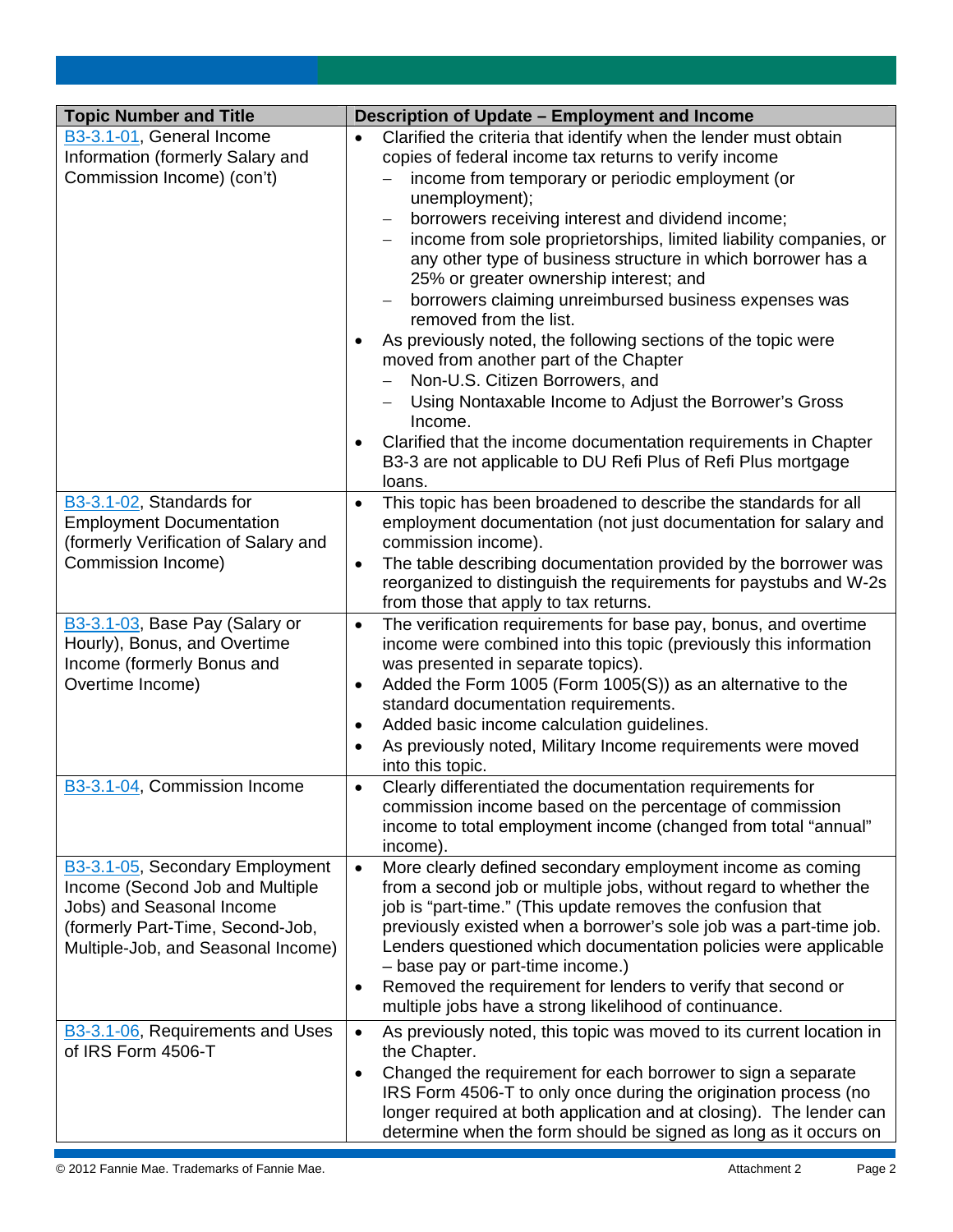| Topic Number and Title | Description of Update – Employment and Income |
|---|---|
| B3-3.1-01, General Income Information (formerly Salary and Commission Income) (con't) | • Clarified the criteria that identify when the lender must obtain copies of federal income tax returns to verify income<br>– income from temporary or periodic employment (or unemployment);<br>– borrowers receiving interest and dividend income;<br>– income from sole proprietorships, limited liability companies, or any other type of business structure in which borrower has a 25% or greater ownership interest; and<br>– borrowers claiming unreimbursed business expenses was removed from the list.<br>• As previously noted, the following sections of the topic were moved from another part of the Chapter<br>– Non-U.S. Citizen Borrowers, and<br>– Using Nontaxable Income to Adjust the Borrower's Gross Income.<br>• Clarified that the income documentation requirements in Chapter B3-3 are not applicable to DU Refi Plus of Refi Plus mortgage loans. |
| B3-3.1-02, Standards for Employment Documentation (formerly Verification of Salary and Commission Income) | • This topic has been broadened to describe the standards for all employment documentation (not just documentation for salary and commission income).<br>• The table describing documentation provided by the borrower was reorganized to distinguish the requirements for paystubs and W-2s from those that apply to tax returns. |
| B3-3.1-03, Base Pay (Salary or Hourly), Bonus, and Overtime Income (formerly Bonus and Overtime Income) | • The verification requirements for base pay, bonus, and overtime income were combined into this topic (previously this information was presented in separate topics).<br>• Added the Form 1005 (Form 1005(S)) as an alternative to the standard documentation requirements.<br>• Added basic income calculation guidelines.<br>• As previously noted, Military Income requirements were moved into this topic. |
| B3-3.1-04, Commission Income | • Clearly differentiated the documentation requirements for commission income based on the percentage of commission income to total employment income (changed from total "annual" income). |
| B3-3.1-05, Secondary Employment Income (Second Job and Multiple Jobs) and Seasonal Income (formerly Part-Time, Second-Job, Multiple-Job, and Seasonal Income) | • More clearly defined secondary employment income as coming from a second job or multiple jobs, without regard to whether the job is "part-time." (This update removes the confusion that previously existed when a borrower's sole job was a part-time job. Lenders questioned which documentation policies were applicable – base pay or part-time income.)<br>• Removed the requirement for lenders to verify that second or multiple jobs have a strong likelihood of continuance. |
| B3-3.1-06, Requirements and Uses of IRS Form 4506-T | • As previously noted, this topic was moved to its current location in the Chapter.<br>• Changed the requirement for each borrower to sign a separate IRS Form 4506-T to only once during the origination process (no longer required at both application and at closing). The lender can determine when the form should be signed as long as it occurs on |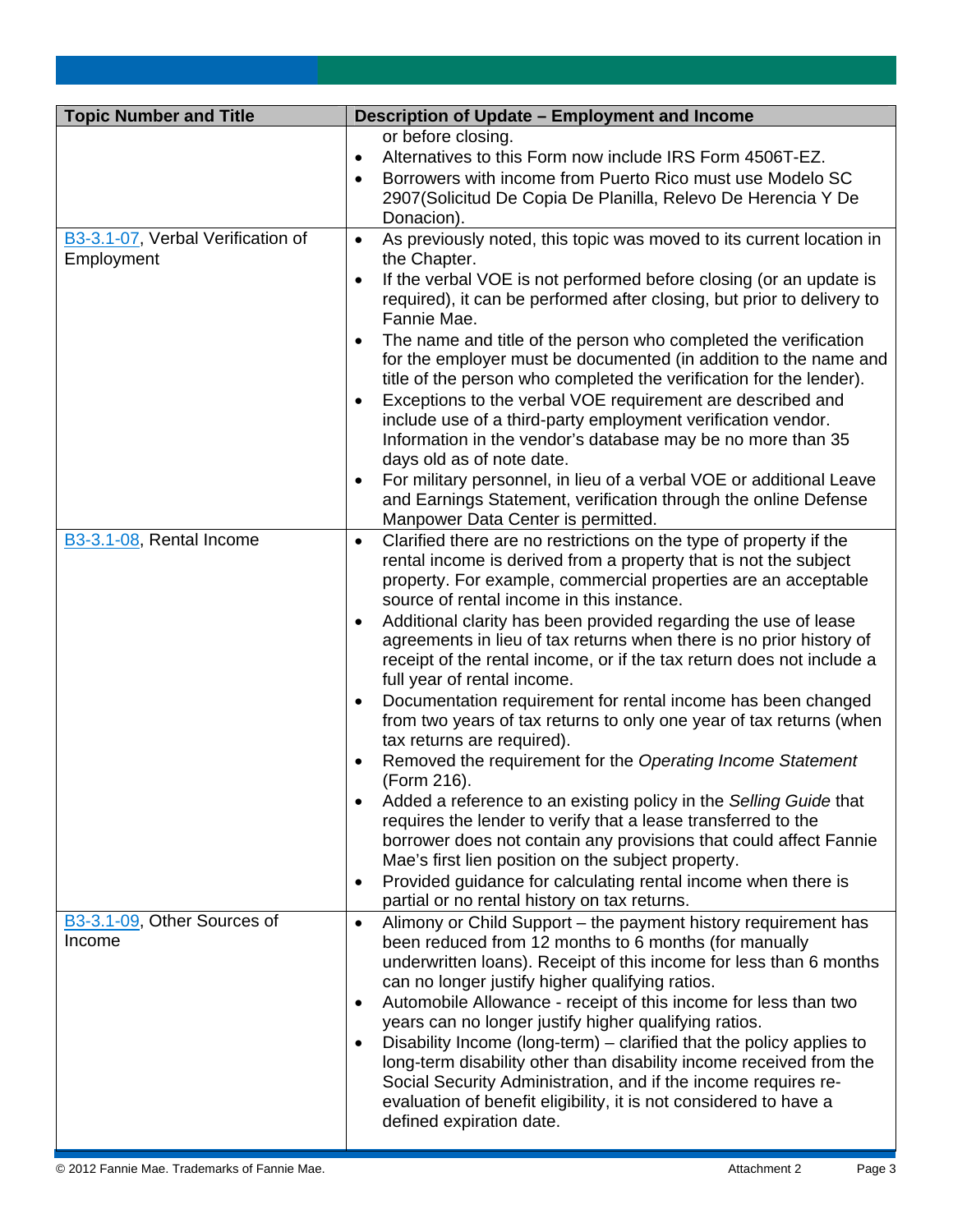| Topic Number and Title | Description of Update – Employment and Income |
|---|---|
| | or before closing.<br>• Alternatives to this Form now include IRS Form 4506T-EZ.<br>• Borrowers with income from Puerto Rico must use Modelo SC 2907(Solicitud De Copia De Planilla, Relevo De Herencia Y De Donacion). |
| B3-3.1-07, Verbal Verification of Employment | • As previously noted, this topic was moved to its current location in the Chapter.<br>• If the verbal VOE is not performed before closing (or an update is required), it can be performed after closing, but prior to delivery to Fannie Mae.<br>• The name and title of the person who completed the verification for the employer must be documented (in addition to the name and title of the person who completed the verification for the lender).<br>• Exceptions to the verbal VOE requirement are described and include use of a third-party employment verification vendor. Information in the vendor's database may be no more than 35 days old as of note date.<br>• For military personnel, in lieu of a verbal VOE or additional Leave and Earnings Statement, verification through the online Defense Manpower Data Center is permitted. |
| B3-3.1-08, Rental Income | • Clarified there are no restrictions on the type of property if the rental income is derived from a property that is not the subject property. For example, commercial properties are an acceptable source of rental income in this instance.<br>• Additional clarity has been provided regarding the use of lease agreements in lieu of tax returns when there is no prior history of receipt of the rental income, or if the tax return does not include a full year of rental income.<br>• Documentation requirement for rental income has been changed from two years of tax returns to only one year of tax returns (when tax returns are required).<br>• Removed the requirement for the *Operating Income Statement* (Form 216).<br>• Added a reference to an existing policy in the *Selling Guide* that requires the lender to verify that a lease transferred to the borrower does not contain any provisions that could affect Fannie Mae's first lien position on the subject property.<br>• Provided guidance for calculating rental income when there is partial or no rental history on tax returns. |
| B3-3.1-09, Other Sources of Income | • Alimony or Child Support – the payment history requirement has been reduced from 12 months to 6 months (for manually underwritten loans). Receipt of this income for less than 6 months can no longer justify higher qualifying ratios.<br>• Automobile Allowance - receipt of this income for less than two years can no longer justify higher qualifying ratios.<br>• Disability Income (long-term) – clarified that the policy applies to long-term disability other than disability income received from the Social Security Administration, and if the income requires re-evaluation of benefit eligibility, it is not considered to have a defined expiration date. |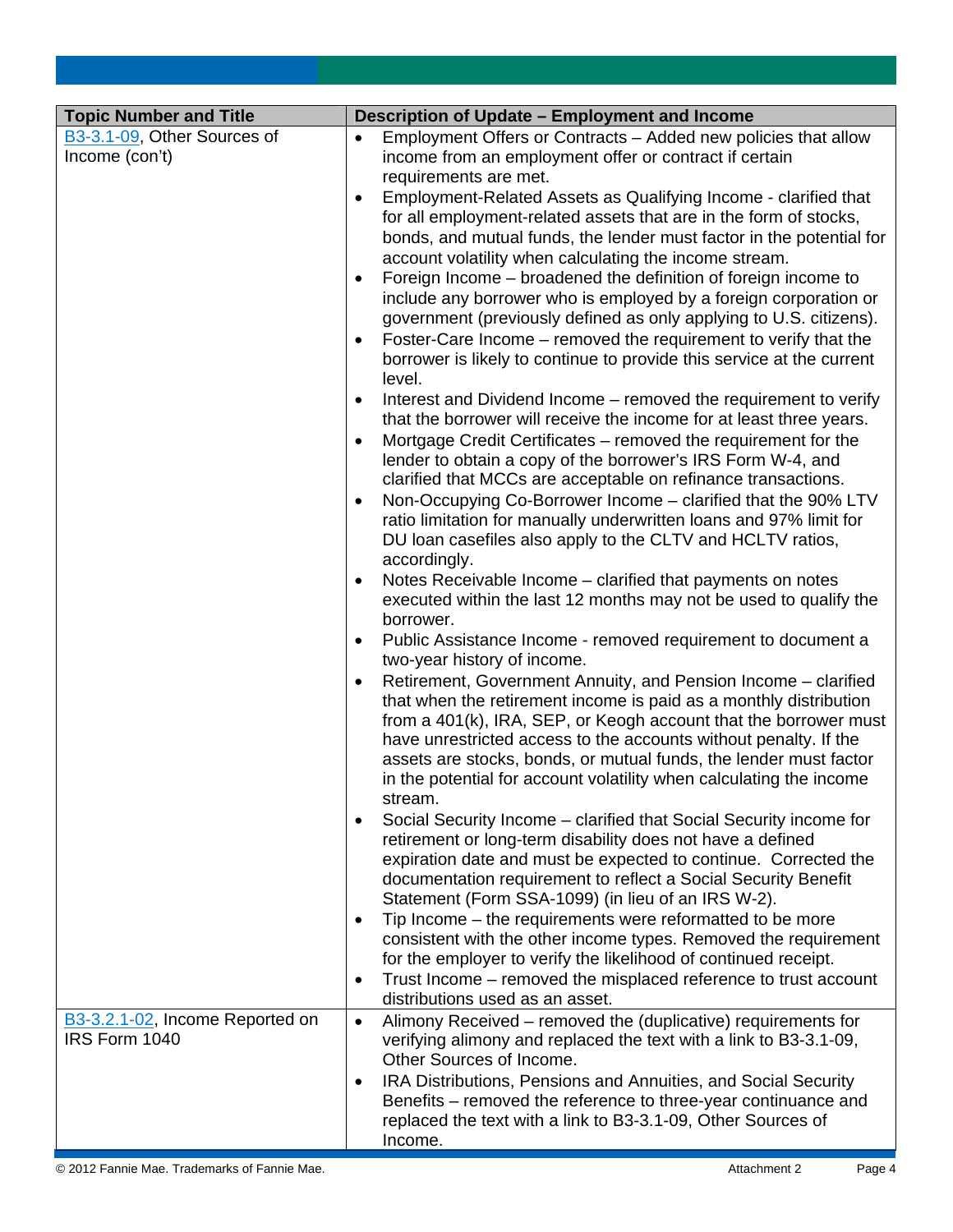| Topic Number and Title | Description of Update – Employment and Income |
|---|---|
| B3-3.1-09, Other Sources of Income (con't) | • Employment Offers or Contracts – Added new policies that allow income from an employment offer or contract if certain requirements are met.<br>• Employment-Related Assets as Qualifying Income - clarified that for all employment-related assets that are in the form of stocks, bonds, and mutual funds, the lender must factor in the potential for account volatility when calculating the income stream.<br>• Foreign Income – broadened the definition of foreign income to include any borrower who is employed by a foreign corporation or government (previously defined as only applying to U.S. citizens).<br>• Foster-Care Income – removed the requirement to verify that the borrower is likely to continue to provide this service at the current level.<br>• Interest and Dividend Income – removed the requirement to verify that the borrower will receive the income for at least three years.<br>• Mortgage Credit Certificates – removed the requirement for the lender to obtain a copy of the borrower's IRS Form W-4, and clarified that MCCs are acceptable on refinance transactions.<br>• Non-Occupying Co-Borrower Income – clarified that the 90% LTV ratio limitation for manually underwritten loans and 97% limit for DU loan casefiles also apply to the CLTV and HCLTV ratios, accordingly.<br>• Notes Receivable Income – clarified that payments on notes executed within the last 12 months may not be used to qualify the borrower.<br>• Public Assistance Income - removed requirement to document a two-year history of income.<br>• Retirement, Government Annuity, and Pension Income – clarified that when the retirement income is paid as a monthly distribution from a 401(k), IRA, SEP, or Keogh account that the borrower must have unrestricted access to the accounts without penalty. If the assets are stocks, bonds, or mutual funds, the lender must factor in the potential for account volatility when calculating the income stream.<br>• Social Security Income – clarified that Social Security income for retirement or long-term disability does not have a defined expiration date and must be expected to continue. Corrected the documentation requirement to reflect a Social Security Benefit Statement (Form SSA-1099) (in lieu of an IRS W-2).<br>• Tip Income – the requirements were reformatted to be more consistent with the other income types. Removed the requirement for the employer to verify the likelihood of continued receipt.<br>• Trust Income – removed the misplaced reference to trust account distributions used as an asset. |
| B3-3.2.1-02, Income Reported on IRS Form 1040 | • Alimony Received – removed the (duplicative) requirements for verifying alimony and replaced the text with a link to B3-3.1-09, Other Sources of Income.<br>• IRA Distributions, Pensions and Annuities, and Social Security Benefits – removed the reference to three-year continuance and replaced the text with a link to B3-3.1-09, Other Sources of Income. |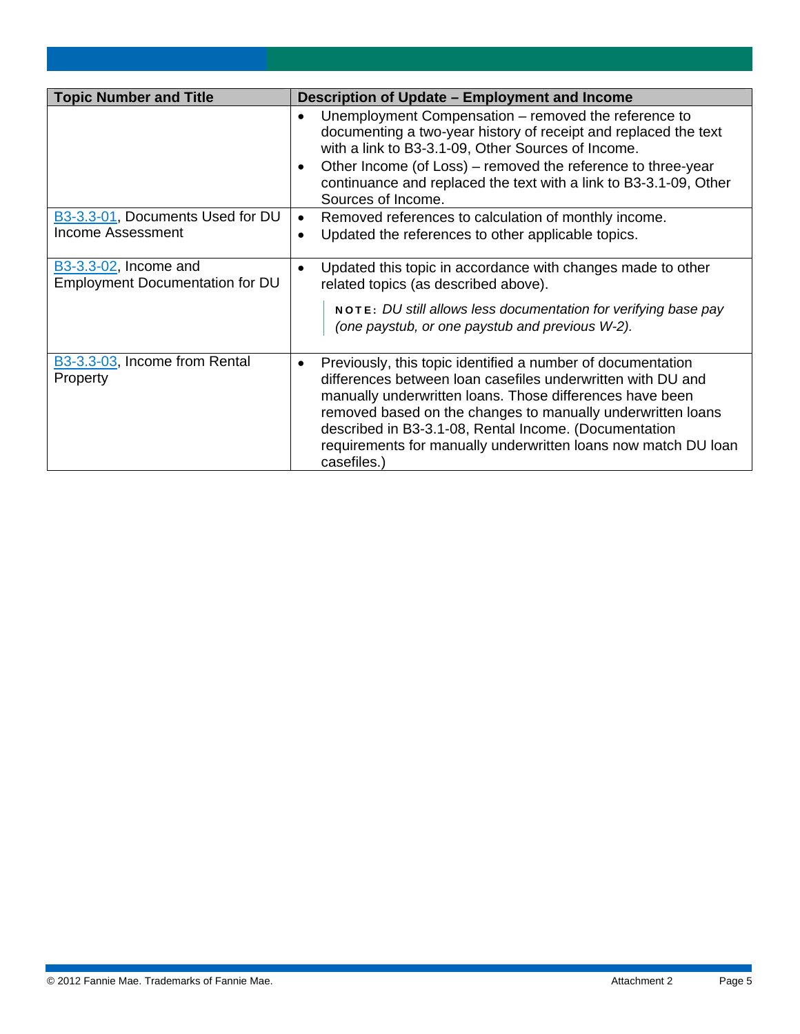| Topic Number and Title | Description of Update – Employment and Income |
| --- | --- |
| | • Unemployment Compensation – removed the reference to documenting a two-year history of receipt and replaced the text with a link to B3-3.1-09, Other Sources of Income.<br>• Other Income (of Loss) – removed the reference to three-year continuance and replaced the text with a link to B3-3.1-09, Other Sources of Income. |
| B3-3.3-01, Documents Used for DU Income Assessment | • Removed references to calculation of monthly income.<br>• Updated the references to other applicable topics. |
| B3-3.3-02, Income and Employment Documentation for DU | • Updated this topic in accordance with changes made to other related topics (as described above).<br><br>**NOTE:** *DU still allows less documentation for verifying base pay (one paystub, or one paystub and previous W-2).* |
| B3-3.3-03, Income from Rental Property | • Previously, this topic identified a number of documentation differences between loan casefiles underwritten with DU and manually underwritten loans. Those differences have been removed based on the changes to manually underwritten loans described in B3-3.1-08, Rental Income. (Documentation requirements for manually underwritten loans now match DU loan casefiles.) |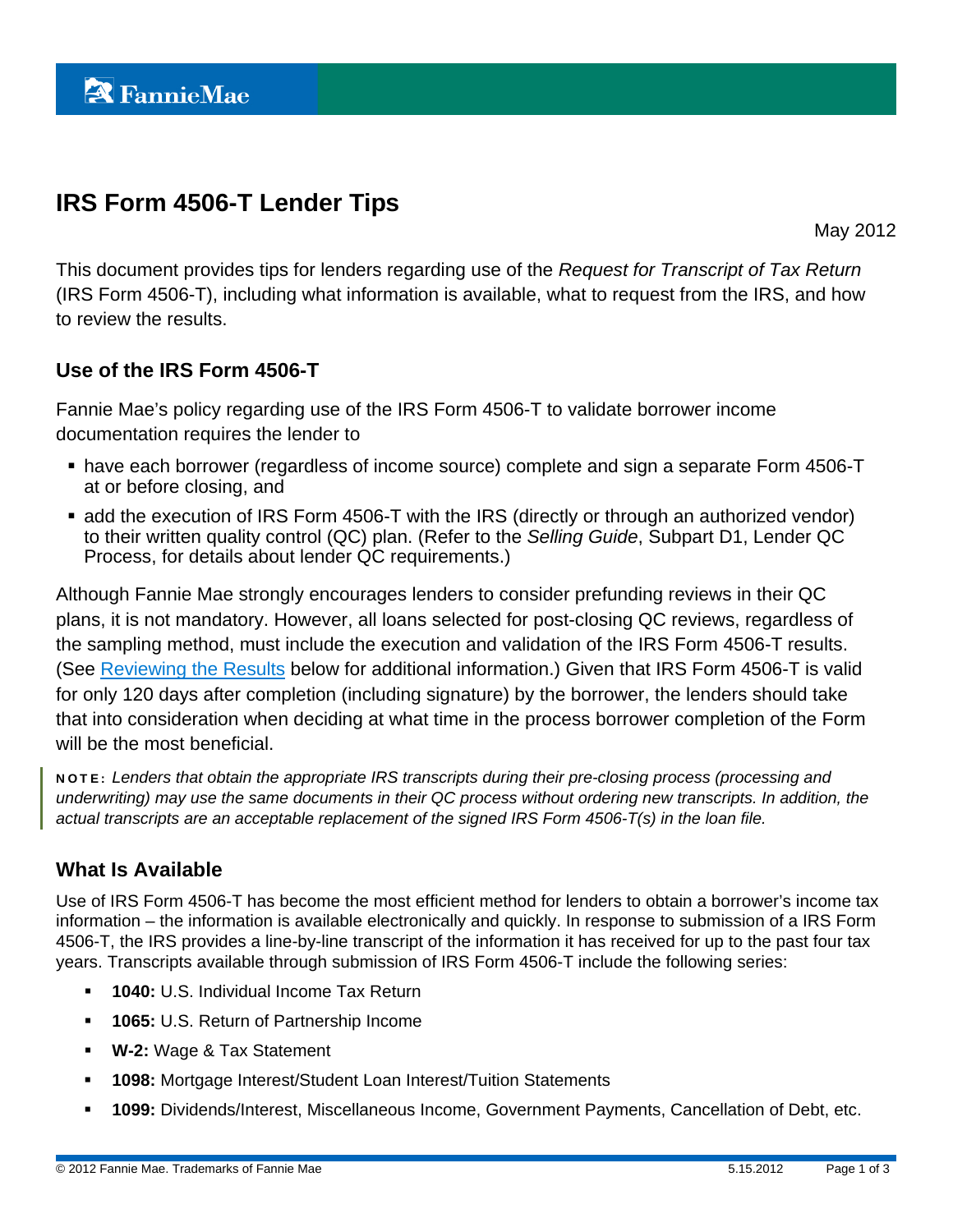FannieMae

# IRS Form 4506-T Lender Tips

May 2012

This document provides tips for lenders regarding use of the *Request for Transcript of Tax Return* (IRS Form 4506-T), including what information is available, what to request from the IRS, and how to review the results.

## Use of the IRS Form 4506-T

Fannie Mae's policy regarding use of the IRS Form 4506-T to validate borrower income documentation requires the lender to

- have each borrower (regardless of income source) complete and sign a separate Form 4506-T at or before closing, and
- add the execution of IRS Form 4506-T with the IRS (directly or through an authorized vendor) to their written quality control (QC) plan. (Refer to the *Selling Guide*, Subpart D1, Lender QC Process, for details about lender QC requirements.)

Although Fannie Mae strongly encourages lenders to consider prefunding reviews in their QC plans, it is not mandatory. However, all loans selected for post-closing QC reviews, regardless of the sampling method, must include the execution and validation of the IRS Form 4506-T results. (See Reviewing the Results below for additional information.) Given that IRS Form 4506-T is valid for only 120 days after completion (including signature) by the borrower, the lenders should take that into consideration when deciding at what time in the process borrower completion of the Form will be the most beneficial.

**NOTE:** *Lenders that obtain the appropriate IRS transcripts during their pre-closing process (processing and underwriting) may use the same documents in their QC process without ordering new transcripts. In addition, the actual transcripts are an acceptable replacement of the signed IRS Form 4506-T(s) in the loan file.*

## What Is Available

Use of IRS Form 4506-T has become the most efficient method for lenders to obtain a borrower's income tax information – the information is available electronically and quickly. In response to submission of a IRS Form 4506-T, the IRS provides a line-by-line transcript of the information it has received for up to the past four tax years. Transcripts available through submission of IRS Form 4506-T include the following series:

- **1040:** U.S. Individual Income Tax Return
- **1065:** U.S. Return of Partnership Income
- **W-2:** Wage & Tax Statement
- **1098:** Mortgage Interest/Student Loan Interest/Tuition Statements
- **1099:** Dividends/Interest, Miscellaneous Income, Government Payments, Cancellation of Debt, etc.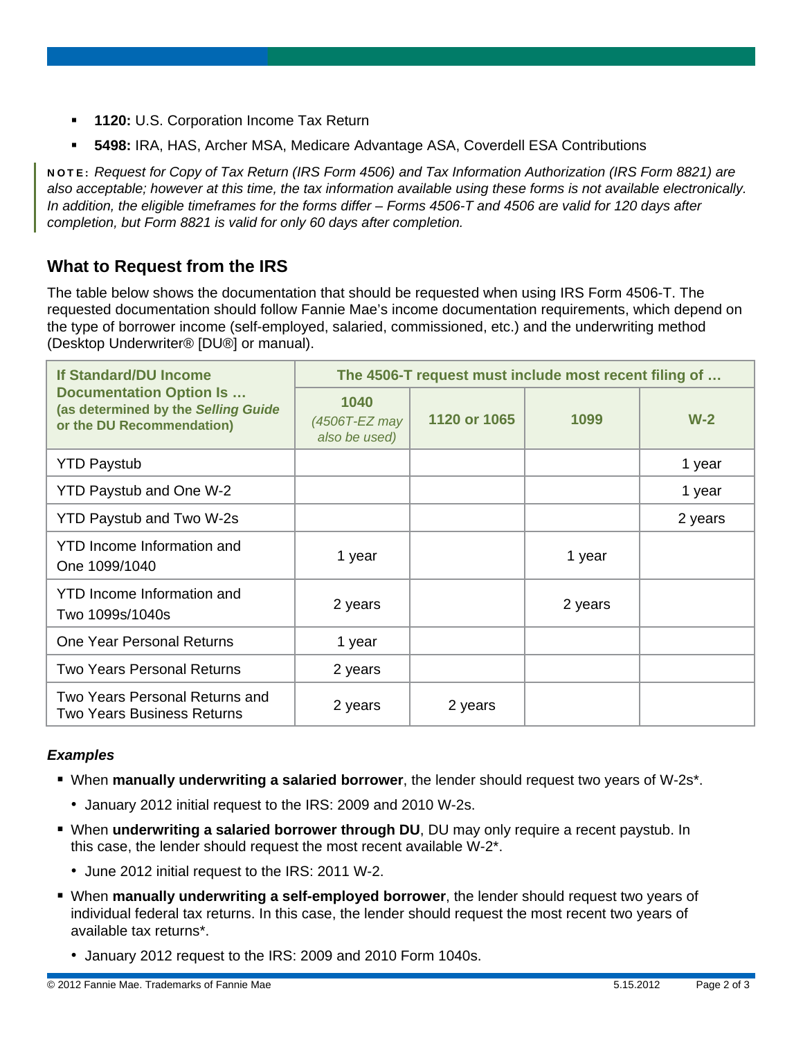- **1120:** U.S. Corporation Income Tax Return
- **5498:** IRA, HAS, Archer MSA, Medicare Advantage ASA, Coverdell ESA Contributions

**NOTE:** *Request for Copy of Tax Return (IRS Form 4506) and Tax Information Authorization (IRS Form 8821) are also acceptable; however at this time, the tax information available using these forms is not available electronically. In addition, the eligible timeframes for the forms differ – Forms 4506-T and 4506 are valid for 120 days after completion, but Form 8821 is valid for only 60 days after completion.*

## What to Request from the IRS

The table below shows the documentation that should be requested when using IRS Form 4506-T. The requested documentation should follow Fannie Mae's income documentation requirements, which depend on the type of borrower income (self-employed, salaried, commissioned, etc.) and the underwriting method (Desktop Underwriter® [DU®] or manual).

| If Standard/DU Income Documentation Option Is … (as determined by the *Selling Guide* or the DU Recommendation) | The 4506-T request must include most recent filing of … | | | |
|---|---|---|---|---|
| | 1040 (*4506T-EZ may also be used*) | 1120 or 1065 | 1099 | W-2 |
| YTD Paystub | | | | 1 year |
| YTD Paystub and One W-2 | | | | 1 year |
| YTD Paystub and Two W-2s | | | | 2 years |
| YTD Income Information and One 1099/1040 | 1 year | | 1 year | |
| YTD Income Information and Two 1099s/1040s | 2 years | | 2 years | |
| One Year Personal Returns | 1 year | | | |
| Two Years Personal Returns | 2 years | | | |
| Two Years Personal Returns and Two Years Business Returns | 2 years | 2 years | | |

### *Examples*

- When **manually underwriting a salaried borrower**, the lender should request two years of W-2s*.
  - January 2012 initial request to the IRS: 2009 and 2010 W-2s.
- When **underwriting a salaried borrower through DU**, DU may only require a recent paystub. In this case, the lender should request the most recent available W-2*.
  - June 2012 initial request to the IRS: 2011 W-2.
- When **manually underwriting a self-employed borrower**, the lender should request two years of individual federal tax returns. In this case, the lender should request the most recent two years of available tax returns*.
  - January 2012 request to the IRS: 2009 and 2010 Form 1040s.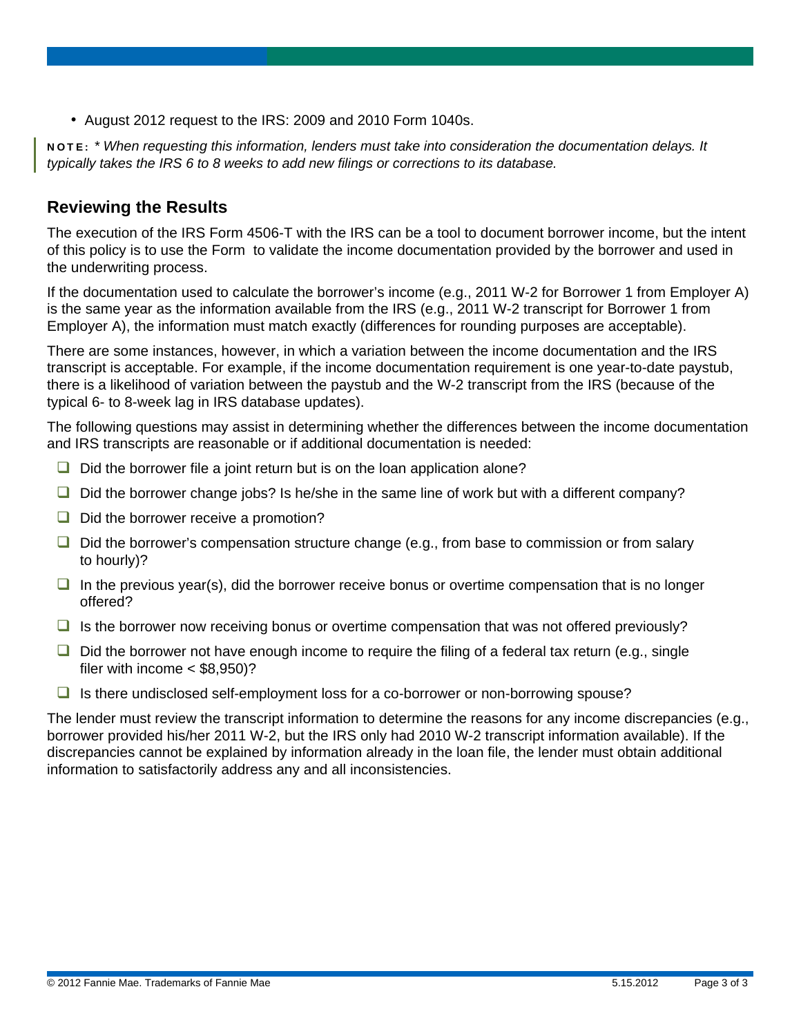- August 2012 request to the IRS: 2009 and 2010 Form 1040s.

**NOTE:** *\* When requesting this information, lenders must take into consideration the documentation delays. It typically takes the IRS 6 to 8 weeks to add new filings or corrections to its database.*

## Reviewing the Results

The execution of the IRS Form 4506-T with the IRS can be a tool to document borrower income, but the intent of this policy is to use the Form to validate the income documentation provided by the borrower and used in the underwriting process.

If the documentation used to calculate the borrower's income (e.g., 2011 W-2 for Borrower 1 from Employer A) is the same year as the information available from the IRS (e.g., 2011 W-2 transcript for Borrower 1 from Employer A), the information must match exactly (differences for rounding purposes are acceptable).

There are some instances, however, in which a variation between the income documentation and the IRS transcript is acceptable. For example, if the income documentation requirement is one year-to-date paystub, there is a likelihood of variation between the paystub and the W-2 transcript from the IRS (because of the typical 6- to 8-week lag in IRS database updates).

The following questions may assist in determining whether the differences between the income documentation and IRS transcripts are reasonable or if additional documentation is needed:

- ❑ Did the borrower file a joint return but is on the loan application alone?
- ❑ Did the borrower change jobs? Is he/she in the same line of work but with a different company?
- ❑ Did the borrower receive a promotion?
- ❑ Did the borrower's compensation structure change (e.g., from base to commission or from salary to hourly)?
- ❑ In the previous year(s), did the borrower receive bonus or overtime compensation that is no longer offered?
- ❑ Is the borrower now receiving bonus or overtime compensation that was not offered previously?
- ❑ Did the borrower not have enough income to require the filing of a federal tax return (e.g., single filer with income < $8,950)?
- ❑ Is there undisclosed self-employment loss for a co-borrower or non-borrowing spouse?

The lender must review the transcript information to determine the reasons for any income discrepancies (e.g., borrower provided his/her 2011 W-2, but the IRS only had 2010 W-2 transcript information available). If the discrepancies cannot be explained by information already in the loan file, the lender must obtain additional information to satisfactorily address any and all inconsistencies.